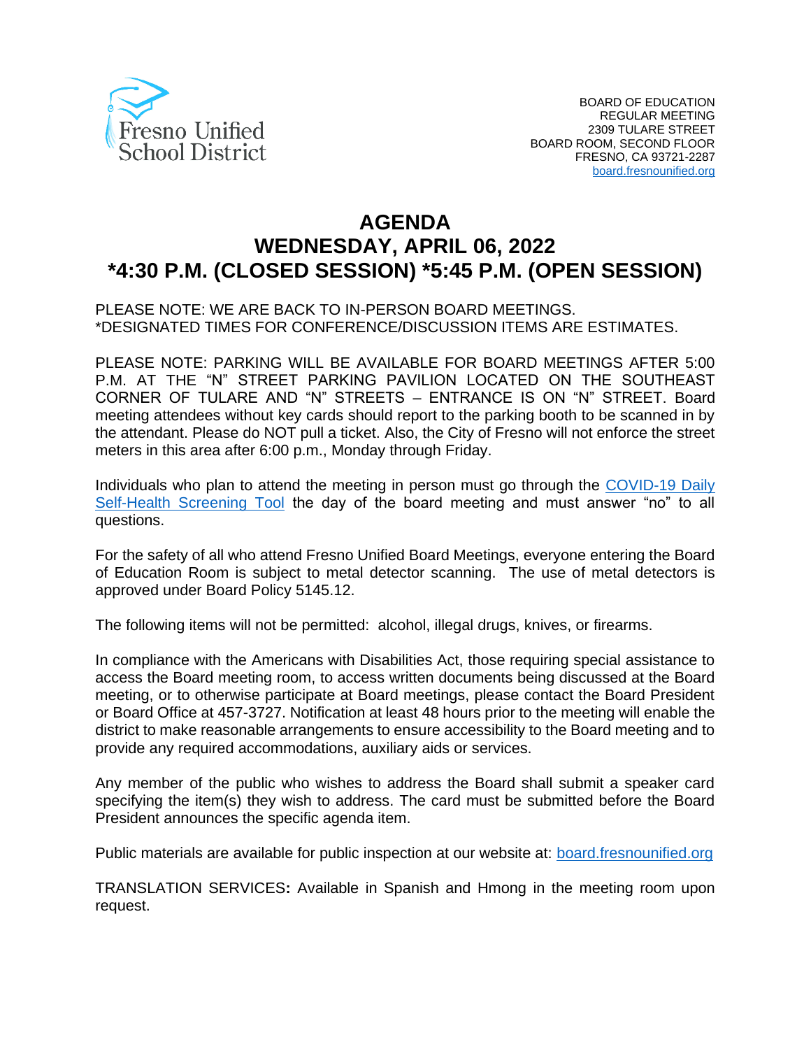Fresno Unified School District

BOARD OF EDUCATION
REGULAR MEETING
2309 TULARE STREET
BOARD ROOM, SECOND FLOOR
FRESNO, CA 93721-2287
board.fresnounified.org

# AGENDA
# WEDNESDAY, APRIL 06, 2022
# *4:30 P.M. (CLOSED SESSION) *5:45 P.M. (OPEN SESSION)

PLEASE NOTE: WE ARE BACK TO IN-PERSON BOARD MEETINGS.
*DESIGNATED TIMES FOR CONFERENCE/DISCUSSION ITEMS ARE ESTIMATES.

PLEASE NOTE: PARKING WILL BE AVAILABLE FOR BOARD MEETINGS AFTER 5:00 P.M. AT THE "N" STREET PARKING PAVILION LOCATED ON THE SOUTHEAST CORNER OF TULARE AND "N" STREETS – ENTRANCE IS ON "N" STREET. Board meeting attendees without key cards should report to the parking booth to be scanned in by the attendant. Please do NOT pull a ticket. Also, the City of Fresno will not enforce the street meters in this area after 6:00 p.m., Monday through Friday.

Individuals who plan to attend the meeting in person must go through the COVID-19 Daily Self-Health Screening Tool the day of the board meeting and must answer "no" to all questions.

For the safety of all who attend Fresno Unified Board Meetings, everyone entering the Board of Education Room is subject to metal detector scanning. The use of metal detectors is approved under Board Policy 5145.12.

The following items will not be permitted: alcohol, illegal drugs, knives, or firearms.

In compliance with the Americans with Disabilities Act, those requiring special assistance to access the Board meeting room, to access written documents being discussed at the Board meeting, or to otherwise participate at Board meetings, please contact the Board President or Board Office at 457-3727. Notification at least 48 hours prior to the meeting will enable the district to make reasonable arrangements to ensure accessibility to the Board meeting and to provide any required accommodations, auxiliary aids or services.

Any member of the public who wishes to address the Board shall submit a speaker card specifying the item(s) they wish to address. The card must be submitted before the Board President announces the specific agenda item.

Public materials are available for public inspection at our website at: board.fresnounified.org

TRANSLATION SERVICES**:** Available in Spanish and Hmong in the meeting room upon request.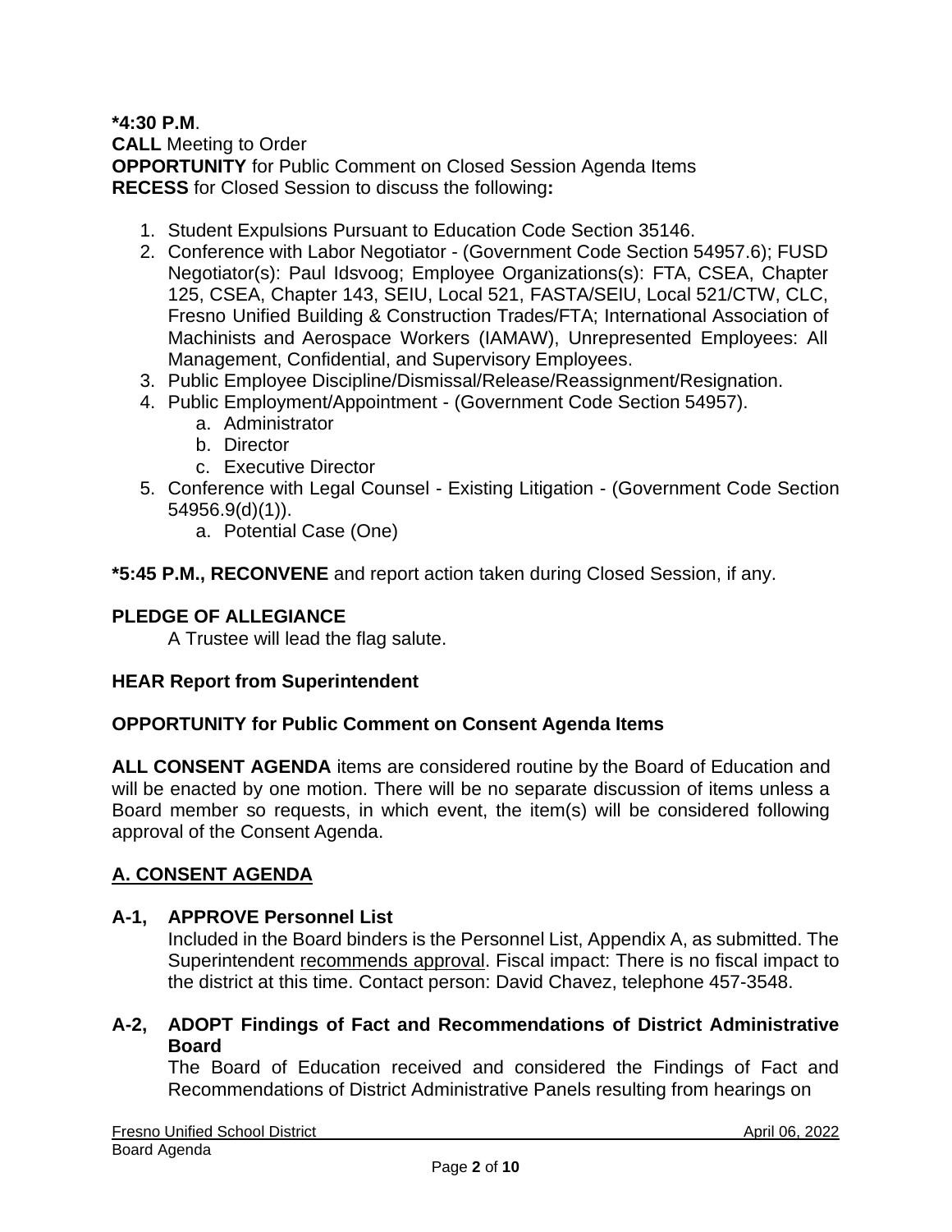**\*4:30 P.M**.
**CALL** Meeting to Order
**OPPORTUNITY** for Public Comment on Closed Session Agenda Items
**RECESS** for Closed Session to discuss the following**:**

1. Student Expulsions Pursuant to Education Code Section 35146.
2. Conference with Labor Negotiator - (Government Code Section 54957.6); FUSD Negotiator(s): Paul Idsvoog; Employee Organizations(s): FTA, CSEA, Chapter 125, CSEA, Chapter 143, SEIU, Local 521, FASTA/SEIU, Local 521/CTW, CLC, Fresno Unified Building & Construction Trades/FTA; International Association of Machinists and Aerospace Workers (IAMAW), Unrepresented Employees: All Management, Confidential, and Supervisory Employees.
3. Public Employee Discipline/Dismissal/Release/Reassignment/Resignation.
4. Public Employment/Appointment - (Government Code Section 54957).
   a. Administrator
   b. Director
   c. Executive Director
5. Conference with Legal Counsel - Existing Litigation - (Government Code Section 54956.9(d)(1)).
   a. Potential Case (One)

**\*5:45 P.M., RECONVENE** and report action taken during Closed Session, if any.

**PLEDGE OF ALLEGIANCE**
A Trustee will lead the flag salute.

**HEAR Report from Superintendent**

**OPPORTUNITY for Public Comment on Consent Agenda Items**

**ALL CONSENT AGENDA** items are considered routine by the Board of Education and will be enacted by one motion. There will be no separate discussion of items unless a Board member so requests, in which event, the item(s) will be considered following approval of the Consent Agenda.

## A. CONSENT AGENDA

**A-1, APPROVE Personnel List**
Included in the Board binders is the Personnel List, Appendix A, as submitted. The Superintendent recommends approval. Fiscal impact: There is no fiscal impact to the district at this time. Contact person: David Chavez, telephone 457-3548.

**A-2, ADOPT Findings of Fact and Recommendations of District Administrative Board**
The Board of Education received and considered the Findings of Fact and Recommendations of District Administrative Panels resulting from hearings on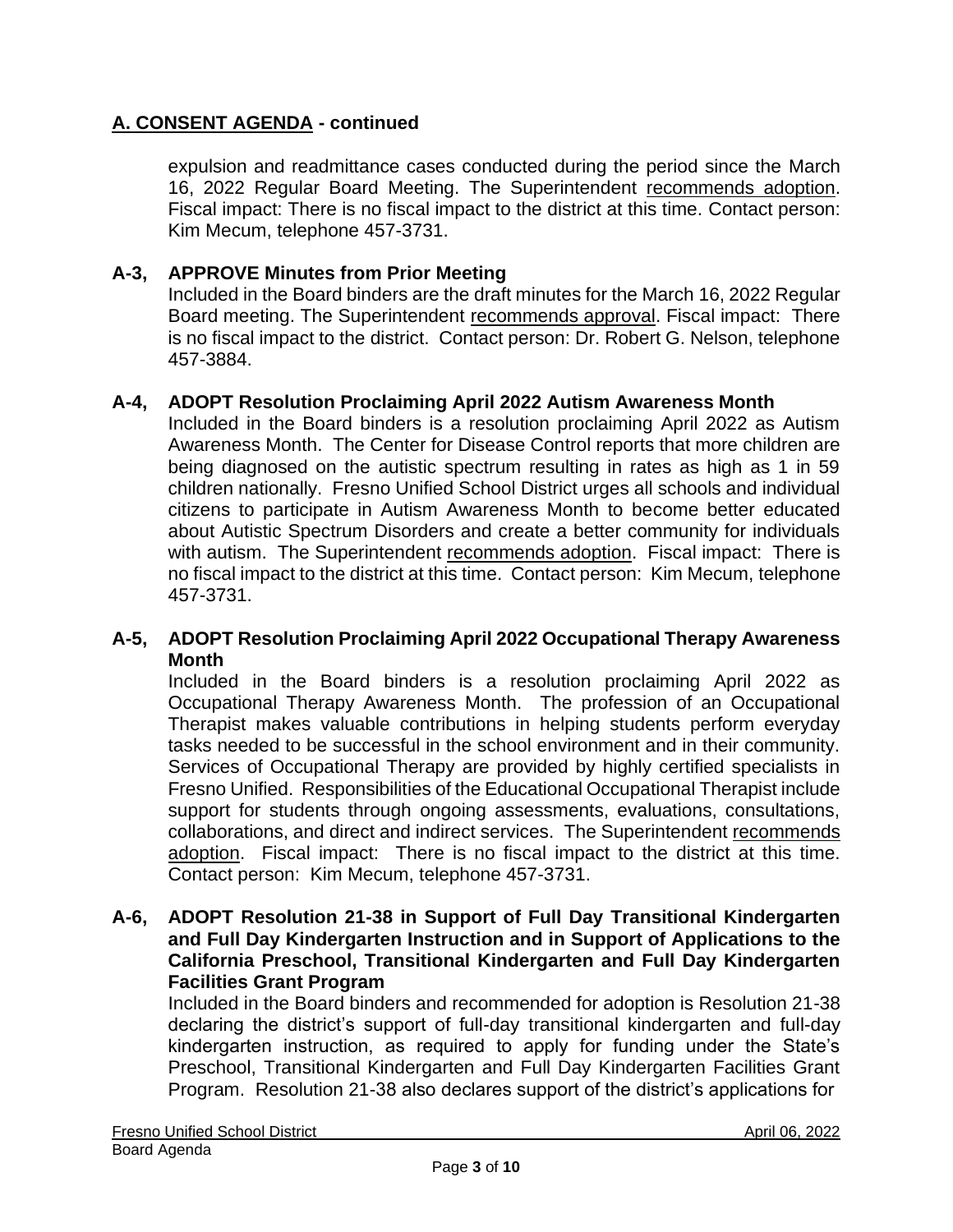## A. CONSENT AGENDA - continued

expulsion and readmittance cases conducted during the period since the March 16, 2022 Regular Board Meeting. The Superintendent recommends adoption. Fiscal impact: There is no fiscal impact to the district at this time. Contact person: Kim Mecum, telephone 457-3731.

### A-3, APPROVE Minutes from Prior Meeting

Included in the Board binders are the draft minutes for the March 16, 2022 Regular Board meeting. The Superintendent recommends approval. Fiscal impact: There is no fiscal impact to the district. Contact person: Dr. Robert G. Nelson, telephone 457-3884.

### A-4, ADOPT Resolution Proclaiming April 2022 Autism Awareness Month

Included in the Board binders is a resolution proclaiming April 2022 as Autism Awareness Month. The Center for Disease Control reports that more children are being diagnosed on the autistic spectrum resulting in rates as high as 1 in 59 children nationally. Fresno Unified School District urges all schools and individual citizens to participate in Autism Awareness Month to become better educated about Autistic Spectrum Disorders and create a better community for individuals with autism. The Superintendent recommends adoption. Fiscal impact: There is no fiscal impact to the district at this time. Contact person: Kim Mecum, telephone 457-3731.

### A-5, ADOPT Resolution Proclaiming April 2022 Occupational Therapy Awareness Month

Included in the Board binders is a resolution proclaiming April 2022 as Occupational Therapy Awareness Month. The profession of an Occupational Therapist makes valuable contributions in helping students perform everyday tasks needed to be successful in the school environment and in their community. Services of Occupational Therapy are provided by highly certified specialists in Fresno Unified. Responsibilities of the Educational Occupational Therapist include support for students through ongoing assessments, evaluations, consultations, collaborations, and direct and indirect services. The Superintendent recommends adoption. Fiscal impact: There is no fiscal impact to the district at this time. Contact person: Kim Mecum, telephone 457-3731.

### A-6, ADOPT Resolution 21-38 in Support of Full Day Transitional Kindergarten and Full Day Kindergarten Instruction and in Support of Applications to the California Preschool, Transitional Kindergarten and Full Day Kindergarten Facilities Grant Program

Included in the Board binders and recommended for adoption is Resolution 21-38 declaring the district's support of full-day transitional kindergarten and full-day kindergarten instruction, as required to apply for funding under the State's Preschool, Transitional Kindergarten and Full Day Kindergarten Facilities Grant Program. Resolution 21-38 also declares support of the district's applications for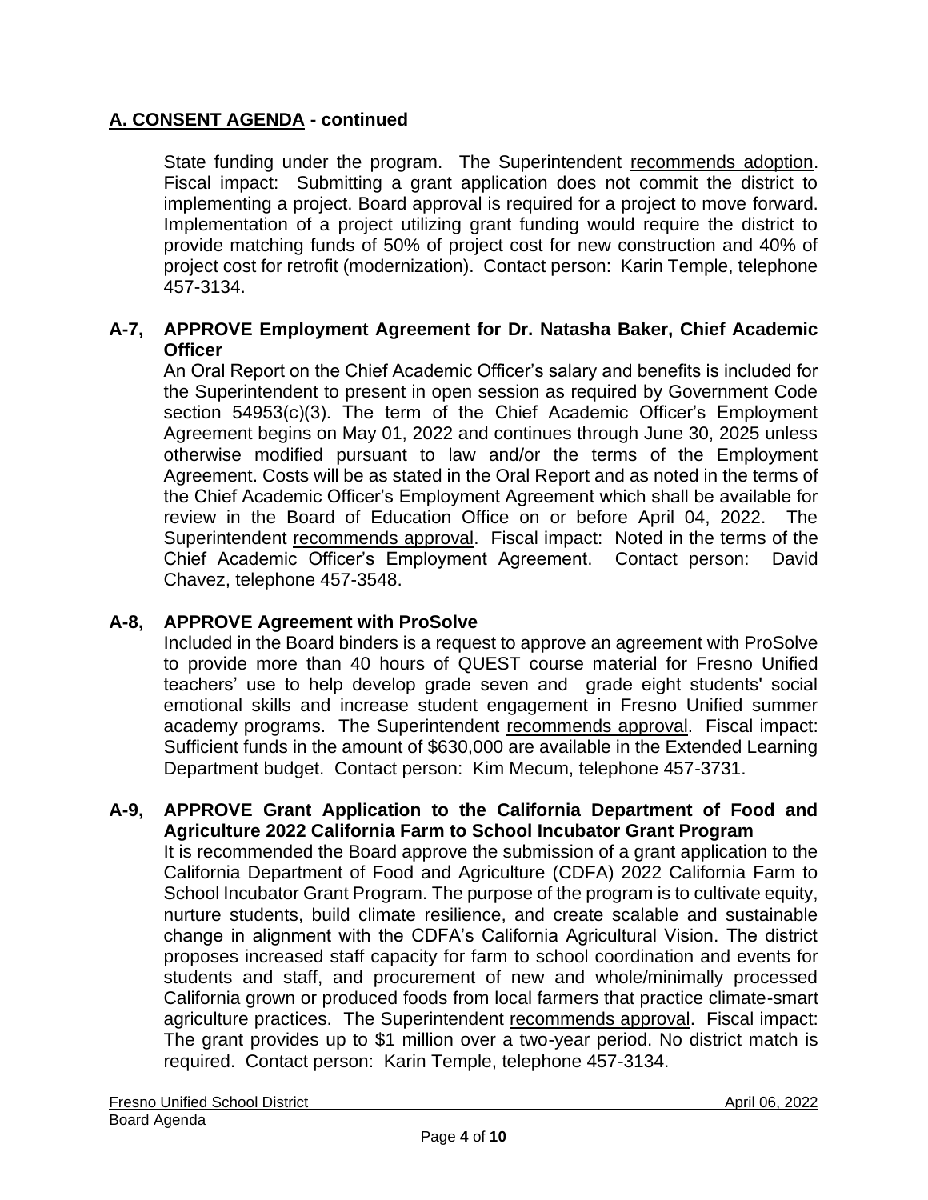## A. CONSENT AGENDA - continued

State funding under the program. The Superintendent recommends adoption. Fiscal impact: Submitting a grant application does not commit the district to implementing a project. Board approval is required for a project to move forward. Implementation of a project utilizing grant funding would require the district to provide matching funds of 50% of project cost for new construction and 40% of project cost for retrofit (modernization). Contact person: Karin Temple, telephone 457-3134.

**A-7, APPROVE Employment Agreement for Dr. Natasha Baker, Chief Academic Officer**

An Oral Report on the Chief Academic Officer's salary and benefits is included for the Superintendent to present in open session as required by Government Code section 54953(c)(3). The term of the Chief Academic Officer's Employment Agreement begins on May 01, 2022 and continues through June 30, 2025 unless otherwise modified pursuant to law and/or the terms of the Employment Agreement. Costs will be as stated in the Oral Report and as noted in the terms of the Chief Academic Officer's Employment Agreement which shall be available for review in the Board of Education Office on or before April 04, 2022. The Superintendent recommends approval. Fiscal impact: Noted in the terms of the Chief Academic Officer's Employment Agreement. Contact person: David Chavez, telephone 457-3548.

**A-8, APPROVE Agreement with ProSolve**

Included in the Board binders is a request to approve an agreement with ProSolve to provide more than 40 hours of QUEST course material for Fresno Unified teachers' use to help develop grade seven and grade eight students' social emotional skills and increase student engagement in Fresno Unified summer academy programs. The Superintendent recommends approval. Fiscal impact: Sufficient funds in the amount of $630,000 are available in the Extended Learning Department budget. Contact person: Kim Mecum, telephone 457-3731.

**A-9, APPROVE Grant Application to the California Department of Food and Agriculture 2022 California Farm to School Incubator Grant Program**

It is recommended the Board approve the submission of a grant application to the California Department of Food and Agriculture (CDFA) 2022 California Farm to School Incubator Grant Program. The purpose of the program is to cultivate equity, nurture students, build climate resilience, and create scalable and sustainable change in alignment with the CDFA's California Agricultural Vision. The district proposes increased staff capacity for farm to school coordination and events for students and staff, and procurement of new and whole/minimally processed California grown or produced foods from local farmers that practice climate-smart agriculture practices. The Superintendent recommends approval. Fiscal impact: The grant provides up to $1 million over a two-year period. No district match is required. Contact person: Karin Temple, telephone 457-3134.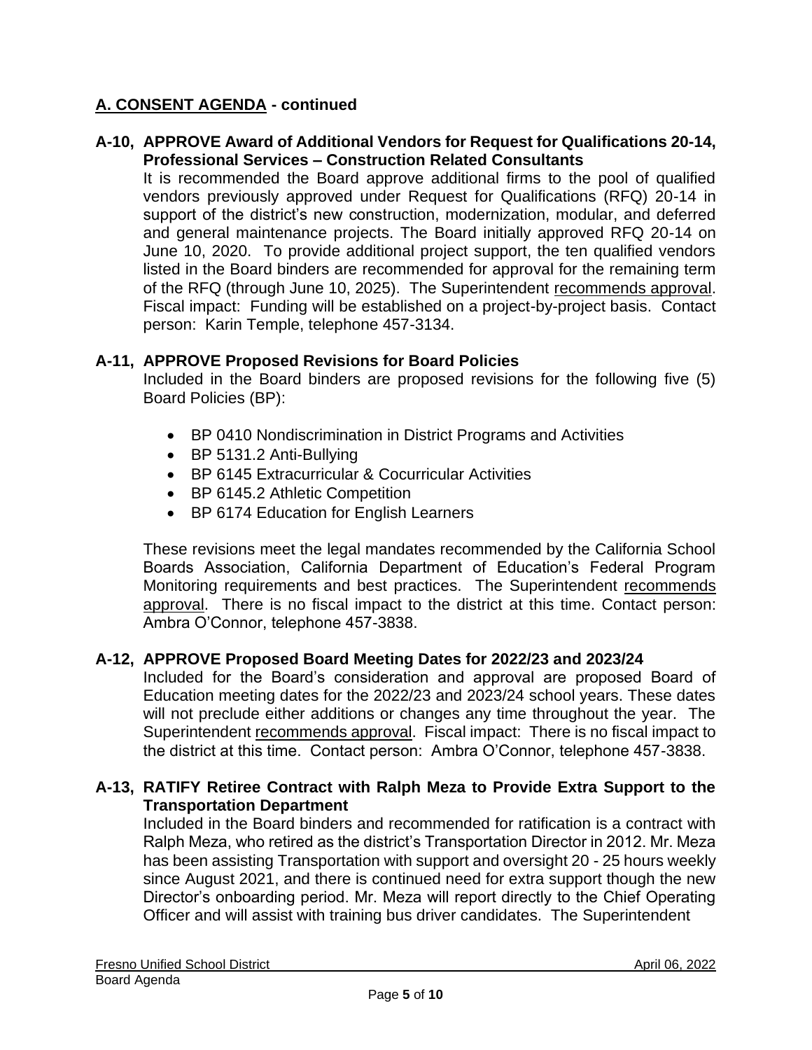## A. CONSENT AGENDA - continued

**A-10, APPROVE Award of Additional Vendors for Request for Qualifications 20-14, Professional Services – Construction Related Consultants**

It is recommended the Board approve additional firms to the pool of qualified vendors previously approved under Request for Qualifications (RFQ) 20-14 in support of the district's new construction, modernization, modular, and deferred and general maintenance projects. The Board initially approved RFQ 20-14 on June 10, 2020. To provide additional project support, the ten qualified vendors listed in the Board binders are recommended for approval for the remaining term of the RFQ (through June 10, 2025). The Superintendent recommends approval. Fiscal impact: Funding will be established on a project-by-project basis. Contact person: Karin Temple, telephone 457-3134.

**A-11, APPROVE Proposed Revisions for Board Policies**

Included in the Board binders are proposed revisions for the following five (5) Board Policies (BP):

- BP 0410 Nondiscrimination in District Programs and Activities
- BP 5131.2 Anti-Bullying
- BP 6145 Extracurricular & Cocurricular Activities
- BP 6145.2 Athletic Competition
- BP 6174 Education for English Learners

These revisions meet the legal mandates recommended by the California School Boards Association, California Department of Education's Federal Program Monitoring requirements and best practices. The Superintendent recommends approval. There is no fiscal impact to the district at this time. Contact person: Ambra O'Connor, telephone 457-3838.

**A-12, APPROVE Proposed Board Meeting Dates for 2022/23 and 2023/24**

Included for the Board's consideration and approval are proposed Board of Education meeting dates for the 2022/23 and 2023/24 school years. These dates will not preclude either additions or changes any time throughout the year. The Superintendent recommends approval. Fiscal impact: There is no fiscal impact to the district at this time. Contact person: Ambra O'Connor, telephone 457-3838.

**A-13, RATIFY Retiree Contract with Ralph Meza to Provide Extra Support to the Transportation Department**

Included in the Board binders and recommended for ratification is a contract with Ralph Meza, who retired as the district's Transportation Director in 2012. Mr. Meza has been assisting Transportation with support and oversight 20 - 25 hours weekly since August 2021, and there is continued need for extra support though the new Director's onboarding period. Mr. Meza will report directly to the Chief Operating Officer and will assist with training bus driver candidates. The Superintendent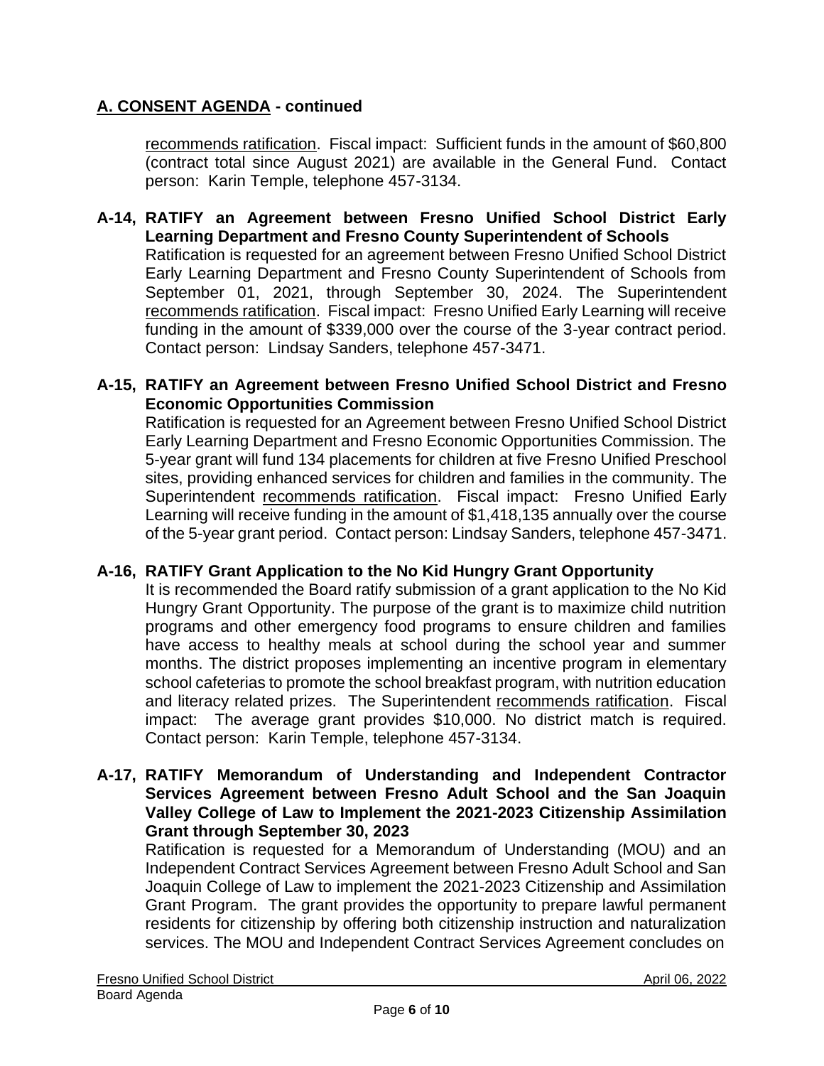## A. CONSENT AGENDA - continued

recommends ratification. Fiscal impact: Sufficient funds in the amount of $60,800 (contract total since August 2021) are available in the General Fund. Contact person: Karin Temple, telephone 457-3134.

**A-14, RATIFY an Agreement between Fresno Unified School District Early Learning Department and Fresno County Superintendent of Schools**

Ratification is requested for an agreement between Fresno Unified School District Early Learning Department and Fresno County Superintendent of Schools from September 01, 2021, through September 30, 2024. The Superintendent recommends ratification. Fiscal impact: Fresno Unified Early Learning will receive funding in the amount of $339,000 over the course of the 3-year contract period. Contact person: Lindsay Sanders, telephone 457-3471.

**A-15, RATIFY an Agreement between Fresno Unified School District and Fresno Economic Opportunities Commission**

Ratification is requested for an Agreement between Fresno Unified School District Early Learning Department and Fresno Economic Opportunities Commission. The 5-year grant will fund 134 placements for children at five Fresno Unified Preschool sites, providing enhanced services for children and families in the community. The Superintendent recommends ratification. Fiscal impact: Fresno Unified Early Learning will receive funding in the amount of $1,418,135 annually over the course of the 5-year grant period. Contact person: Lindsay Sanders, telephone 457-3471.

**A-16, RATIFY Grant Application to the No Kid Hungry Grant Opportunity**

It is recommended the Board ratify submission of a grant application to the No Kid Hungry Grant Opportunity. The purpose of the grant is to maximize child nutrition programs and other emergency food programs to ensure children and families have access to healthy meals at school during the school year and summer months. The district proposes implementing an incentive program in elementary school cafeterias to promote the school breakfast program, with nutrition education and literacy related prizes. The Superintendent recommends ratification. Fiscal impact: The average grant provides $10,000. No district match is required. Contact person: Karin Temple, telephone 457-3134.

**A-17, RATIFY Memorandum of Understanding and Independent Contractor Services Agreement between Fresno Adult School and the San Joaquin Valley College of Law to Implement the 2021-2023 Citizenship Assimilation Grant through September 30, 2023**

Ratification is requested for a Memorandum of Understanding (MOU) and an Independent Contract Services Agreement between Fresno Adult School and San Joaquin College of Law to implement the 2021-2023 Citizenship and Assimilation Grant Program. The grant provides the opportunity to prepare lawful permanent residents for citizenship by offering both citizenship instruction and naturalization services. The MOU and Independent Contract Services Agreement concludes on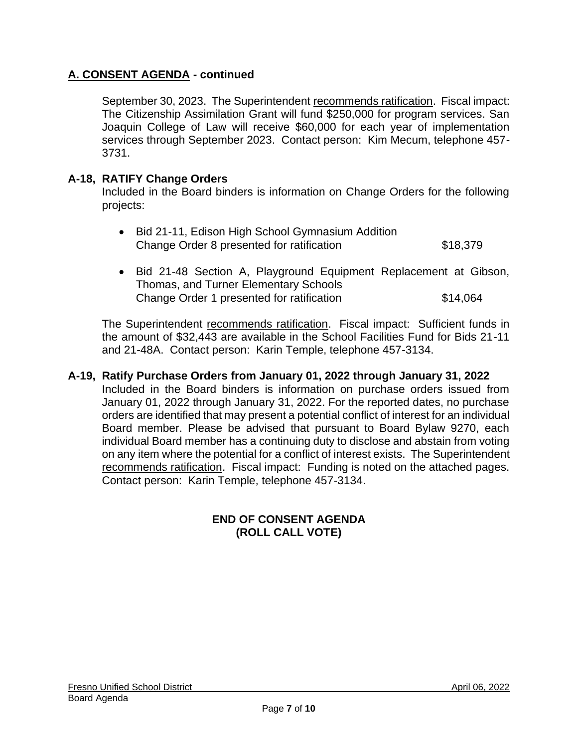## A. CONSENT AGENDA - continued

September 30, 2023. The Superintendent recommends ratification. Fiscal impact: The Citizenship Assimilation Grant will fund $250,000 for program services. San Joaquin College of Law will receive $60,000 for each year of implementation services through September 2023. Contact person: Kim Mecum, telephone 457-3731.

**A-18, RATIFY Change Orders**

Included in the Board binders is information on Change Orders for the following projects:

- Bid 21-11, Edison High School Gymnasium Addition
  Change Order 8 presented for ratification $18,379
- Bid 21-48 Section A, Playground Equipment Replacement at Gibson, Thomas, and Turner Elementary Schools
  Change Order 1 presented for ratification $14,064

The Superintendent recommends ratification. Fiscal impact: Sufficient funds in the amount of $32,443 are available in the School Facilities Fund for Bids 21-11 and 21-48A. Contact person: Karin Temple, telephone 457-3134.

**A-19, Ratify Purchase Orders from January 01, 2022 through January 31, 2022**

Included in the Board binders is information on purchase orders issued from January 01, 2022 through January 31, 2022. For the reported dates, no purchase orders are identified that may present a potential conflict of interest for an individual Board member. Please be advised that pursuant to Board Bylaw 9270, each individual Board member has a continuing duty to disclose and abstain from voting on any item where the potential for a conflict of interest exists. The Superintendent recommends ratification. Fiscal impact: Funding is noted on the attached pages. Contact person: Karin Temple, telephone 457-3134.

**END OF CONSENT AGENDA**
**(ROLL CALL VOTE)**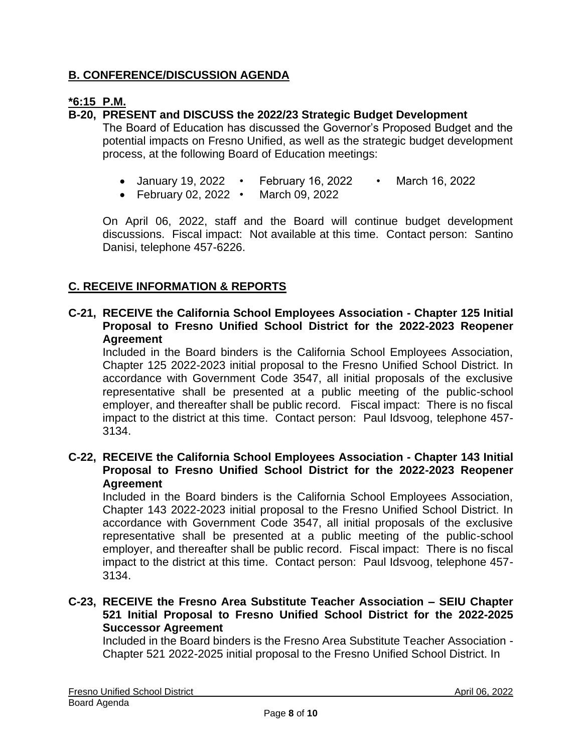## **B. CONFERENCE/DISCUSSION AGENDA**

**\*6:15 P.M.**

**B-20, PRESENT and DISCUSS the 2022/23 Strategic Budget Development**

The Board of Education has discussed the Governor's Proposed Budget and the potential impacts on Fresno Unified, as well as the strategic budget development process, at the following Board of Education meetings:

- January 19, 2022 • February 16, 2022 • March 16, 2022
- February 02, 2022 • March 09, 2022

On April 06, 2022, staff and the Board will continue budget development discussions. Fiscal impact: Not available at this time. Contact person: Santino Danisi, telephone 457-6226.

## **C. RECEIVE INFORMATION & REPORTS**

**C-21, RECEIVE the California School Employees Association - Chapter 125 Initial Proposal to Fresno Unified School District for the 2022-2023 Reopener Agreement**

Included in the Board binders is the California School Employees Association, Chapter 125 2022-2023 initial proposal to the Fresno Unified School District. In accordance with Government Code 3547, all initial proposals of the exclusive representative shall be presented at a public meeting of the public-school employer, and thereafter shall be public record. Fiscal impact: There is no fiscal impact to the district at this time. Contact person: Paul Idsvoog, telephone 457-3134.

**C-22, RECEIVE the California School Employees Association - Chapter 143 Initial Proposal to Fresno Unified School District for the 2022-2023 Reopener Agreement**

Included in the Board binders is the California School Employees Association, Chapter 143 2022-2023 initial proposal to the Fresno Unified School District. In accordance with Government Code 3547, all initial proposals of the exclusive representative shall be presented at a public meeting of the public-school employer, and thereafter shall be public record. Fiscal impact: There is no fiscal impact to the district at this time. Contact person: Paul Idsvoog, telephone 457-3134.

**C-23, RECEIVE the Fresno Area Substitute Teacher Association – SEIU Chapter 521 Initial Proposal to Fresno Unified School District for the 2022-2025 Successor Agreement**

Included in the Board binders is the Fresno Area Substitute Teacher Association - Chapter 521 2022-2025 initial proposal to the Fresno Unified School District. In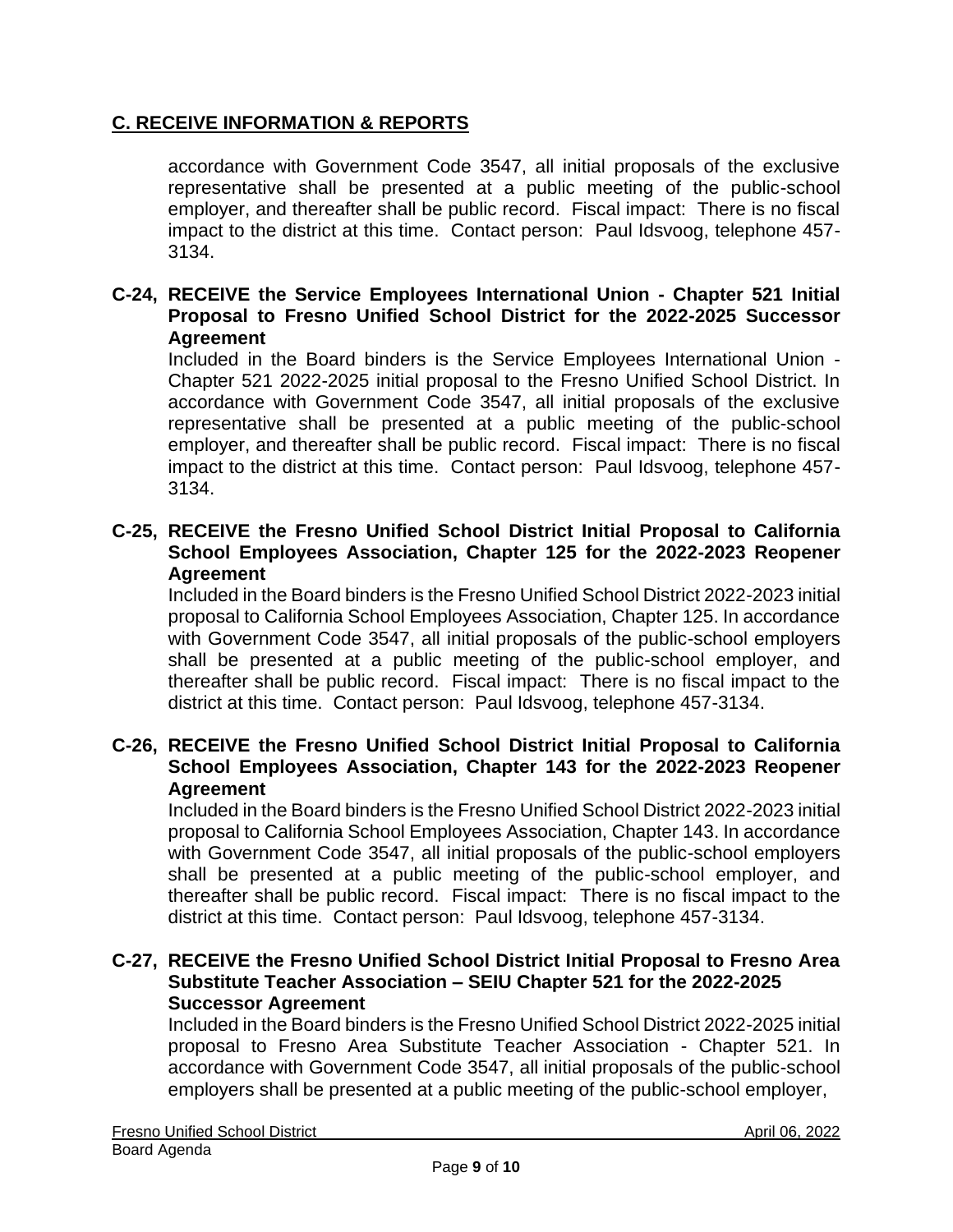## C. RECEIVE INFORMATION & REPORTS

accordance with Government Code 3547, all initial proposals of the exclusive representative shall be presented at a public meeting of the public-school employer, and thereafter shall be public record. Fiscal impact: There is no fiscal impact to the district at this time. Contact person: Paul Idsvoog, telephone 457-3134.

**C-24, RECEIVE the Service Employees International Union - Chapter 521 Initial Proposal to Fresno Unified School District for the 2022-2025 Successor Agreement**

Included in the Board binders is the Service Employees International Union - Chapter 521 2022-2025 initial proposal to the Fresno Unified School District. In accordance with Government Code 3547, all initial proposals of the exclusive representative shall be presented at a public meeting of the public-school employer, and thereafter shall be public record. Fiscal impact: There is no fiscal impact to the district at this time. Contact person: Paul Idsvoog, telephone 457-3134.

**C-25, RECEIVE the Fresno Unified School District Initial Proposal to California School Employees Association, Chapter 125 for the 2022-2023 Reopener Agreement**

Included in the Board binders is the Fresno Unified School District 2022-2023 initial proposal to California School Employees Association, Chapter 125. In accordance with Government Code 3547, all initial proposals of the public-school employers shall be presented at a public meeting of the public-school employer, and thereafter shall be public record. Fiscal impact: There is no fiscal impact to the district at this time. Contact person: Paul Idsvoog, telephone 457-3134.

**C-26, RECEIVE the Fresno Unified School District Initial Proposal to California School Employees Association, Chapter 143 for the 2022-2023 Reopener Agreement**

Included in the Board binders is the Fresno Unified School District 2022-2023 initial proposal to California School Employees Association, Chapter 143. In accordance with Government Code 3547, all initial proposals of the public-school employers shall be presented at a public meeting of the public-school employer, and thereafter shall be public record. Fiscal impact: There is no fiscal impact to the district at this time. Contact person: Paul Idsvoog, telephone 457-3134.

**C-27, RECEIVE the Fresno Unified School District Initial Proposal to Fresno Area Substitute Teacher Association – SEIU Chapter 521 for the 2022-2025 Successor Agreement**

Included in the Board binders is the Fresno Unified School District 2022-2025 initial proposal to Fresno Area Substitute Teacher Association - Chapter 521. In accordance with Government Code 3547, all initial proposals of the public-school employers shall be presented at a public meeting of the public-school employer,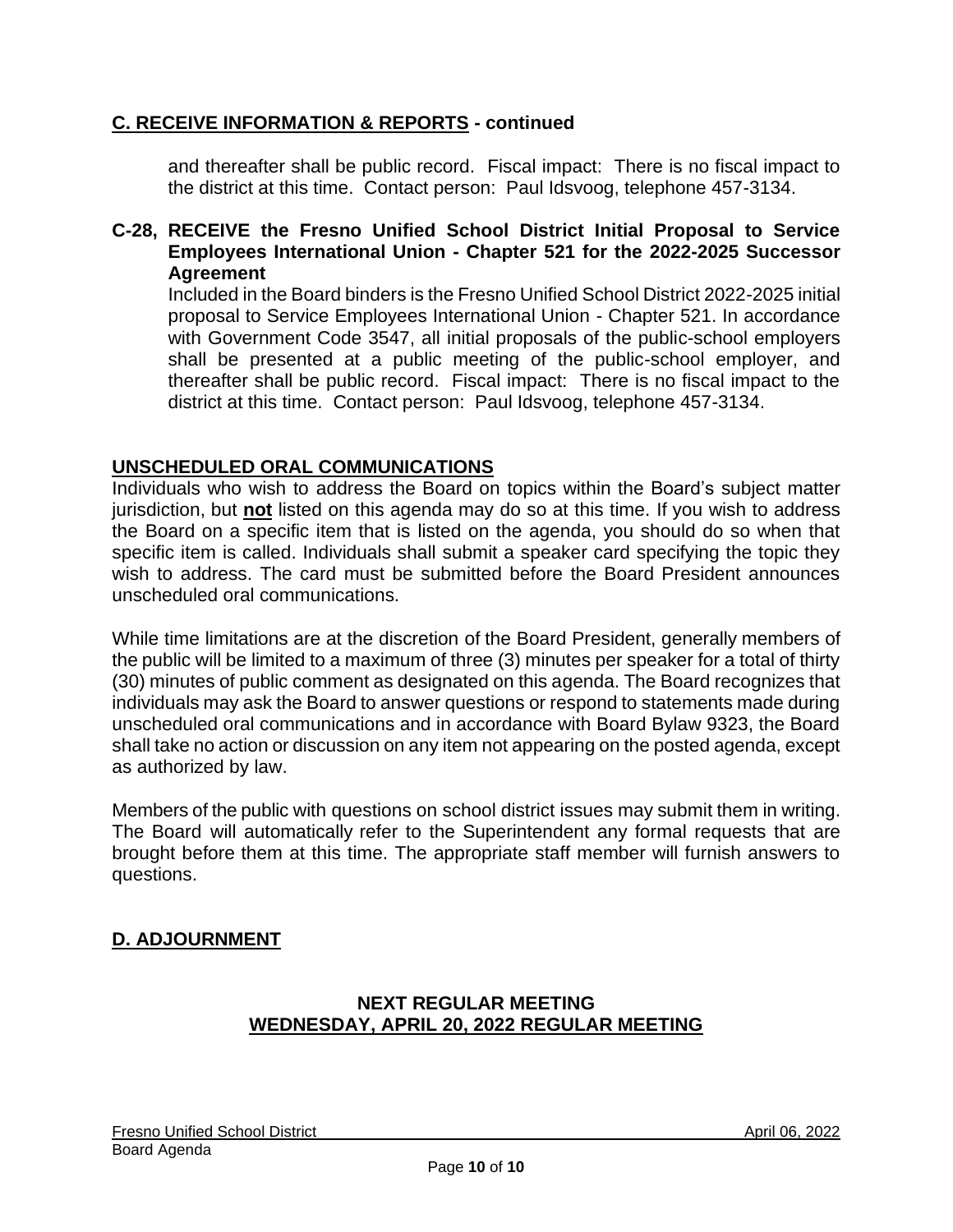## C. RECEIVE INFORMATION & REPORTS - continued

and thereafter shall be public record. Fiscal impact: There is no fiscal impact to the district at this time. Contact person: Paul Idsvoog, telephone 457-3134.

**C-28, RECEIVE the Fresno Unified School District Initial Proposal to Service Employees International Union - Chapter 521 for the 2022-2025 Successor Agreement**

Included in the Board binders is the Fresno Unified School District 2022-2025 initial proposal to Service Employees International Union - Chapter 521. In accordance with Government Code 3547, all initial proposals of the public-school employers shall be presented at a public meeting of the public-school employer, and thereafter shall be public record. Fiscal impact: There is no fiscal impact to the district at this time. Contact person: Paul Idsvoog, telephone 457-3134.

## UNSCHEDULED ORAL COMMUNICATIONS

Individuals who wish to address the Board on topics within the Board's subject matter jurisdiction, but **not** listed on this agenda may do so at this time. If you wish to address the Board on a specific item that is listed on the agenda, you should do so when that specific item is called. Individuals shall submit a speaker card specifying the topic they wish to address. The card must be submitted before the Board President announces unscheduled oral communications.

While time limitations are at the discretion of the Board President, generally members of the public will be limited to a maximum of three (3) minutes per speaker for a total of thirty (30) minutes of public comment as designated on this agenda. The Board recognizes that individuals may ask the Board to answer questions or respond to statements made during unscheduled oral communications and in accordance with Board Bylaw 9323, the Board shall take no action or discussion on any item not appearing on the posted agenda, except as authorized by law.

Members of the public with questions on school district issues may submit them in writing. The Board will automatically refer to the Superintendent any formal requests that are brought before them at this time. The appropriate staff member will furnish answers to questions.

## D. ADJOURNMENT

**NEXT REGULAR MEETING**
**WEDNESDAY, APRIL 20, 2022 REGULAR MEETING**